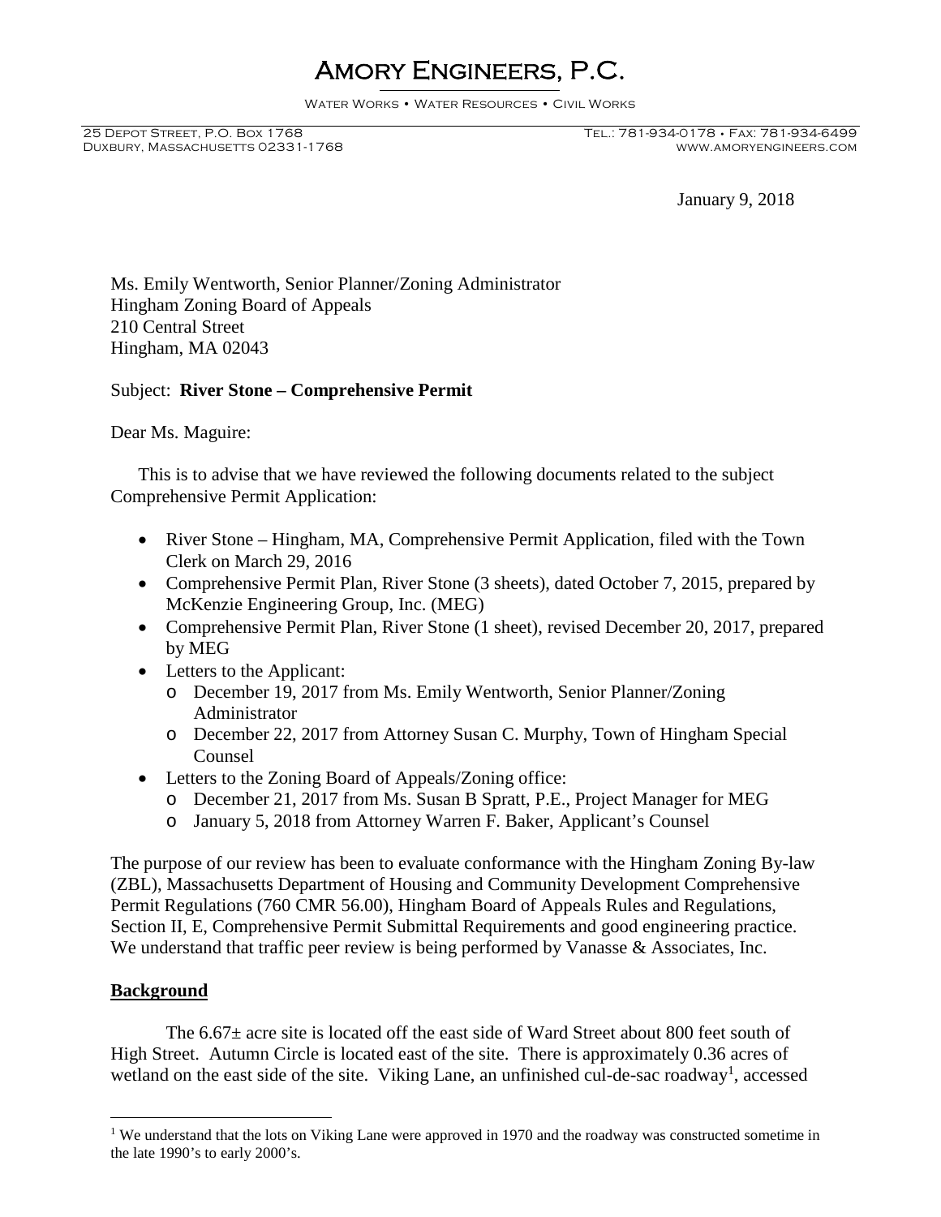# Amory Engineers, P.C.

Water Works • Water Resources • Civil Works

25 Depot Street, P.O. Box 1768
Duxbury, Massachusetts 02331-1768

Tel.: 781-934-0178 • Fax: 781-934-6499
www.amoryengineers.com

January 9, 2018

Ms. Emily Wentworth, Senior Planner/Zoning Administrator
Hingham Zoning Board of Appeals
210 Central Street
Hingham, MA 02043

Subject: **River Stone – Comprehensive Permit**

Dear Ms. Maguire:

This is to advise that we have reviewed the following documents related to the subject Comprehensive Permit Application:

- River Stone – Hingham, MA, Comprehensive Permit Application, filed with the Town Clerk on March 29, 2016
- Comprehensive Permit Plan, River Stone (3 sheets), dated October 7, 2015, prepared by McKenzie Engineering Group, Inc. (MEG)
- Comprehensive Permit Plan, River Stone (1 sheet), revised December 20, 2017, prepared by MEG
- Letters to the Applicant:
  - December 19, 2017 from Ms. Emily Wentworth, Senior Planner/Zoning Administrator
  - December 22, 2017 from Attorney Susan C. Murphy, Town of Hingham Special Counsel
- Letters to the Zoning Board of Appeals/Zoning office:
  - December 21, 2017 from Ms. Susan B Spratt, P.E., Project Manager for MEG
  - January 5, 2018 from Attorney Warren F. Baker, Applicant's Counsel

The purpose of our review has been to evaluate conformance with the Hingham Zoning By-law (ZBL), Massachusetts Department of Housing and Community Development Comprehensive Permit Regulations (760 CMR 56.00), Hingham Board of Appeals Rules and Regulations, Section II, E, Comprehensive Permit Submittal Requirements and good engineering practice. We understand that traffic peer review is being performed by Vanasse & Associates, Inc.

## Background

The 6.67± acre site is located off the east side of Ward Street about 800 feet south of High Street. Autumn Circle is located east of the site. There is approximately 0.36 acres of wetland on the east side of the site. Viking Lane, an unfinished cul-de-sac roadway[1], accessed

[1] We understand that the lots on Viking Lane were approved in 1970 and the roadway was constructed sometime in the late 1990's to early 2000's.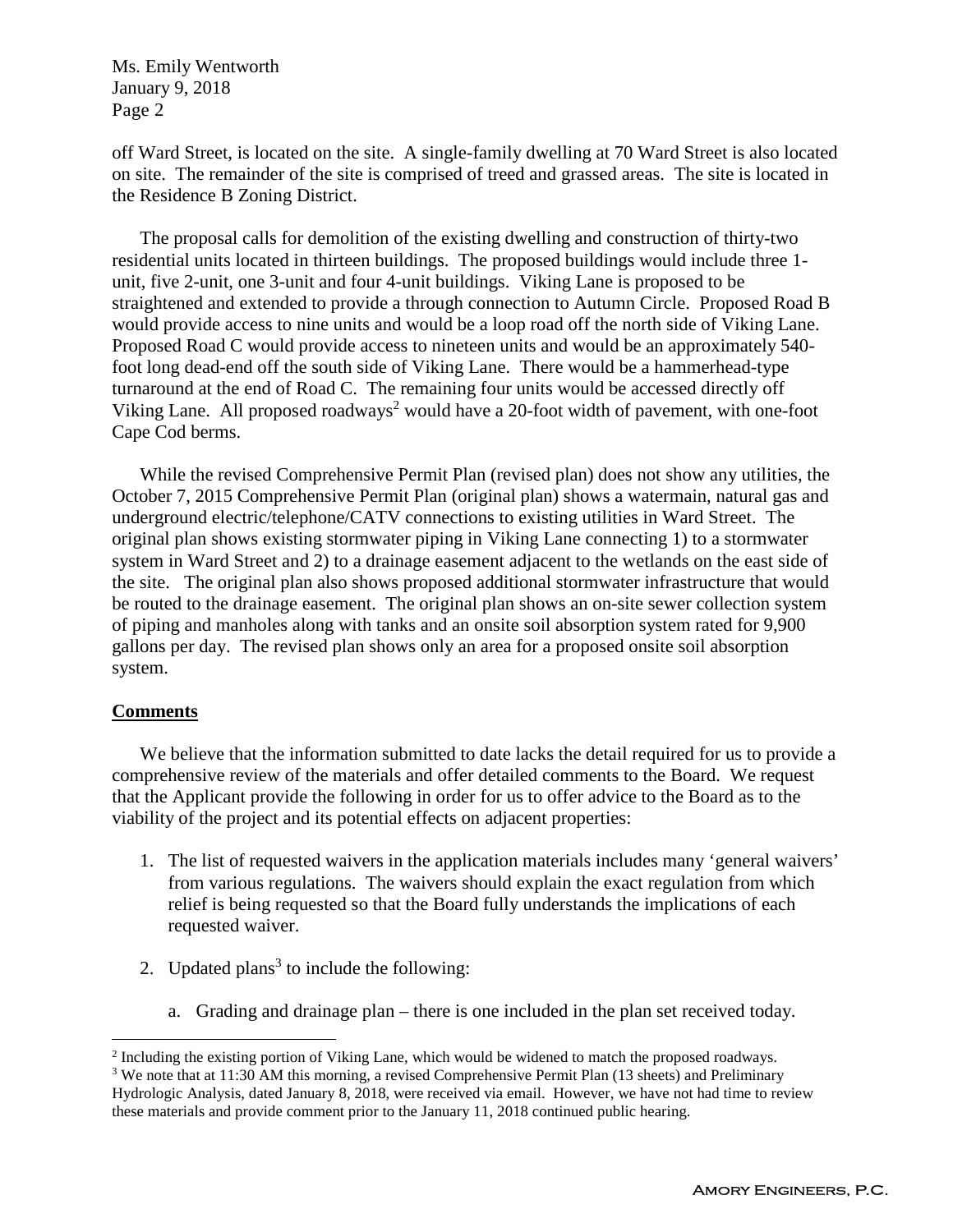off Ward Street, is located on the site. A single-family dwelling at 70 Ward Street is also located on site. The remainder of the site is comprised of treed and grassed areas. The site is located in the Residence B Zoning District.

The proposal calls for demolition of the existing dwelling and construction of thirty-two residential units located in thirteen buildings. The proposed buildings would include three 1-unit, five 2-unit, one 3-unit and four 4-unit buildings. Viking Lane is proposed to be straightened and extended to provide a through connection to Autumn Circle. Proposed Road B would provide access to nine units and would be a loop road off the north side of Viking Lane. Proposed Road C would provide access to nineteen units and would be an approximately 540-foot long dead-end off the south side of Viking Lane. There would be a hammerhead-type turnaround at the end of Road C. The remaining four units would be accessed directly off Viking Lane. All proposed roadways[2] would have a 20-foot width of pavement, with one-foot Cape Cod berms.

While the revised Comprehensive Permit Plan (revised plan) does not show any utilities, the October 7, 2015 Comprehensive Permit Plan (original plan) shows a watermain, natural gas and underground electric/telephone/CATV connections to existing utilities in Ward Street. The original plan shows existing stormwater piping in Viking Lane connecting 1) to a stormwater system in Ward Street and 2) to a drainage easement adjacent to the wetlands on the east side of the site. The original plan also shows proposed additional stormwater infrastructure that would be routed to the drainage easement. The original plan shows an on-site sewer collection system of piping and manholes along with tanks and an onsite soil absorption system rated for 9,900 gallons per day. The revised plan shows only an area for a proposed onsite soil absorption system.

**Comments**

We believe that the information submitted to date lacks the detail required for us to provide a comprehensive review of the materials and offer detailed comments to the Board. We request that the Applicant provide the following in order for us to offer advice to the Board as to the viability of the project and its potential effects on adjacent properties:

1. The list of requested waivers in the application materials includes many 'general waivers' from various regulations. The waivers should explain the exact regulation from which relief is being requested so that the Board fully understands the implications of each requested waiver.

2. Updated plans[3] to include the following:

   a. Grading and drainage plan – there is one included in the plan set received today.

---

[2] Including the existing portion of Viking Lane, which would be widened to match the proposed roadways.

[3] We note that at 11:30 AM this morning, a revised Comprehensive Permit Plan (13 sheets) and Preliminary Hydrologic Analysis, dated January 8, 2018, were received via email. However, we have not had time to review these materials and provide comment prior to the January 11, 2018 continued public hearing.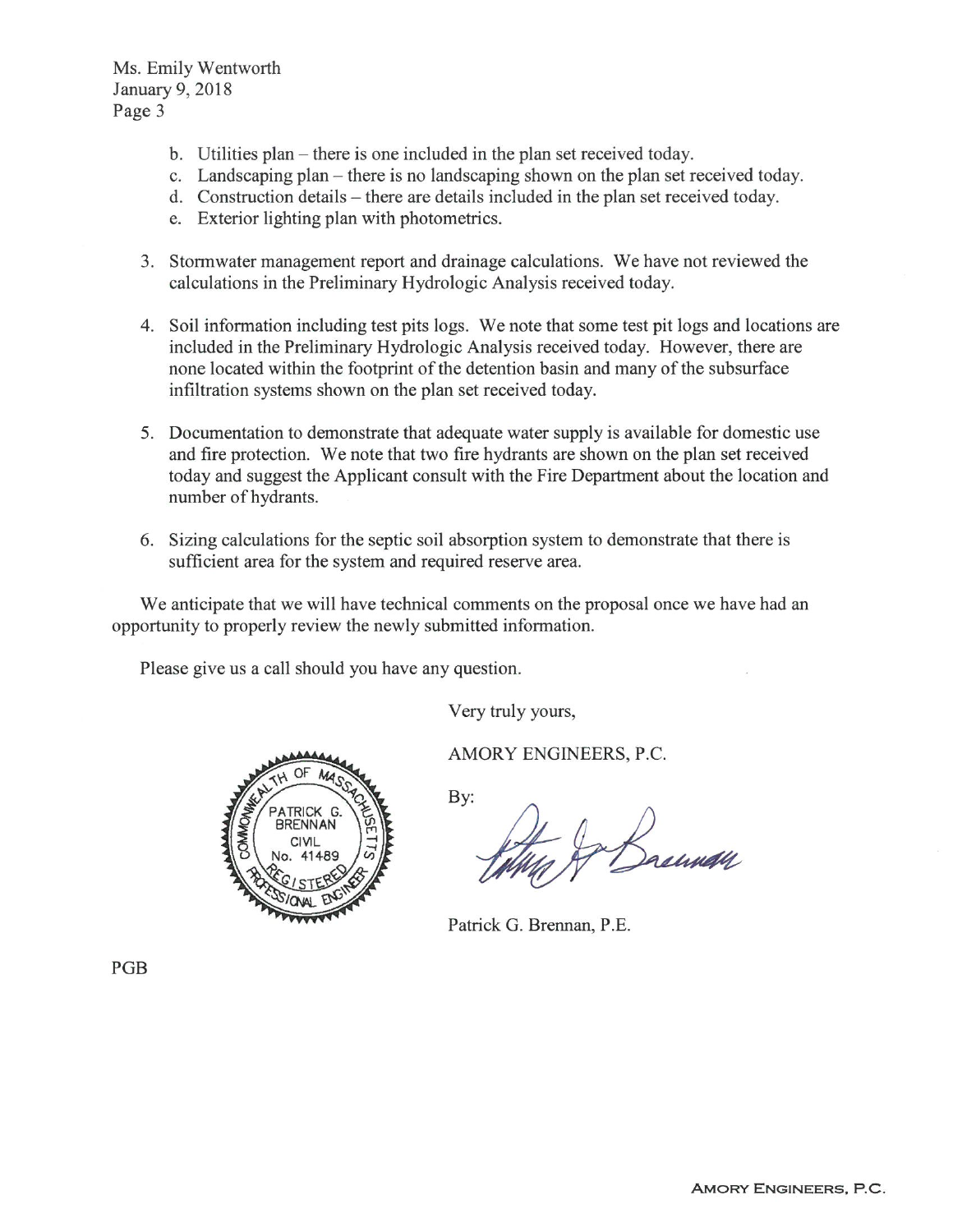b. Utilities plan – there is one included in the plan set received today.
c. Landscaping plan – there is no landscaping shown on the plan set received today.
d. Construction details – there are details included in the plan set received today.
e. Exterior lighting plan with photometrics.

3. Stormwater management report and drainage calculations. We have not reviewed the calculations in the Preliminary Hydrologic Analysis received today.

4. Soil information including test pits logs. We note that some test pit logs and locations are included in the Preliminary Hydrologic Analysis received today. However, there are none located within the footprint of the detention basin and many of the subsurface infiltration systems shown on the plan set received today.

5. Documentation to demonstrate that adequate water supply is available for domestic use and fire protection. We note that two fire hydrants are shown on the plan set received today and suggest the Applicant consult with the Fire Department about the location and number of hydrants.

6. Sizing calculations for the septic soil absorption system to demonstrate that there is sufficient area for the system and required reserve area.

We anticipate that we will have technical comments on the proposal once we have had an opportunity to properly review the newly submitted information.

Please give us a call should you have any question.

Very truly yours,

AMORY ENGINEERS, P.C.

By:

Patrick G. Brennan, P.E.

COMMONWEALTH OF MASSACHUSETTS
PATRICK G. BRENNAN
CIVIL
No. 41489
REGISTERED PROFESSIONAL ENGINEER

PGB